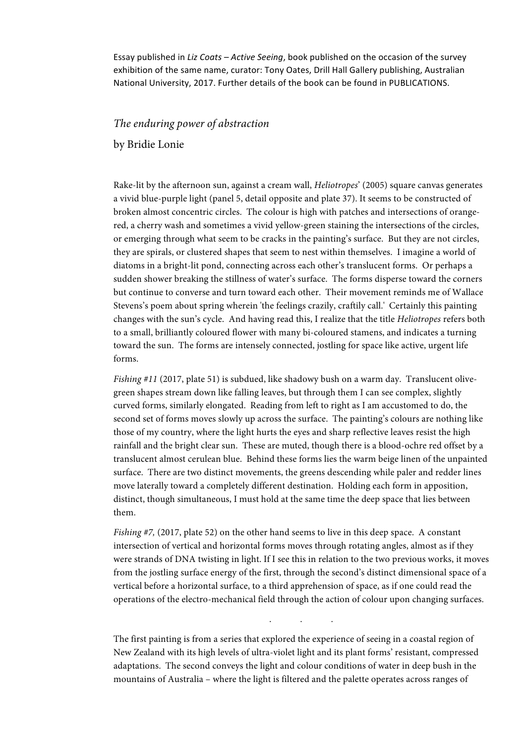Essay published in *Liz Coats – Active Seeing*, book published on the occasion of the survey exhibition of the same name, curator: Tony Oates, Drill Hall Gallery publishing, Australian National University, 2017. Further details of the book can be found in PUBLICATIONS.

# *The enduring power of abstraction*

by Bridie Lonie

Rake-lit by the afternoon sun, against a cream wall, *Heliotropes*' (2005) square canvas generates a vivid blue-purple light (panel 5, detail opposite and plate 37). It seems to be constructed of broken almost concentric circles. The colour is high with patches and intersections of orange-red, a cherry wash and sometimes a vivid yellow-green staining the intersections of the circles, or emerging through what seem to be cracks in the painting's surface. But they are not circles, they are spirals, or clustered shapes that seem to nest within themselves. I imagine a world of diatoms in a bright-lit pond, connecting across each other's translucent forms. Or perhaps a sudden shower breaking the stillness of water's surface. The forms disperse toward the corners but continue to converse and turn toward each other. Their movement reminds me of Wallace Stevens's poem about spring wherein 'the feelings crazily, craftily call.' Certainly this painting changes with the sun's cycle. And having read this, I realize that the title *Heliotropes* refers both to a small, brilliantly coloured flower with many bi-coloured stamens, and indicates a turning toward the sun. The forms are intensely connected, jostling for space like active, urgent life forms.

*Fishing #11* (2017, plate 51) is subdued, like shadowy bush on a warm day. Translucent olive-green shapes stream down like falling leaves, but through them I can see complex, slightly curved forms, similarly elongated. Reading from left to right as I am accustomed to do, the second set of forms moves slowly up across the surface. The painting's colours are nothing like those of my country, where the light hurts the eyes and sharp reflective leaves resist the high rainfall and the bright clear sun. These are muted, though there is a blood-ochre red offset by a translucent almost cerulean blue. Behind these forms lies the warm beige linen of the unpainted surface. There are two distinct movements, the greens descending while paler and redder lines move laterally toward a completely different destination. Holding each form in apposition, distinct, though simultaneous, I must hold at the same time the deep space that lies between them.

*Fishing #7,* (2017, plate 52) on the other hand seems to live in this deep space. A constant intersection of vertical and horizontal forms moves through rotating angles, almost as if they were strands of DNA twisting in light. If I see this in relation to the two previous works, it moves from the jostling surface energy of the first, through the second's distinct dimensional space of a vertical before a horizontal surface, to a third apprehension of space, as if one could read the operations of the electro-mechanical field through the action of colour upon changing surfaces.

. . .

The first painting is from a series that explored the experience of seeing in a coastal region of New Zealand with its high levels of ultra-violet light and its plant forms' resistant, compressed adaptations. The second conveys the light and colour conditions of water in deep bush in the mountains of Australia – where the light is filtered and the palette operates across ranges of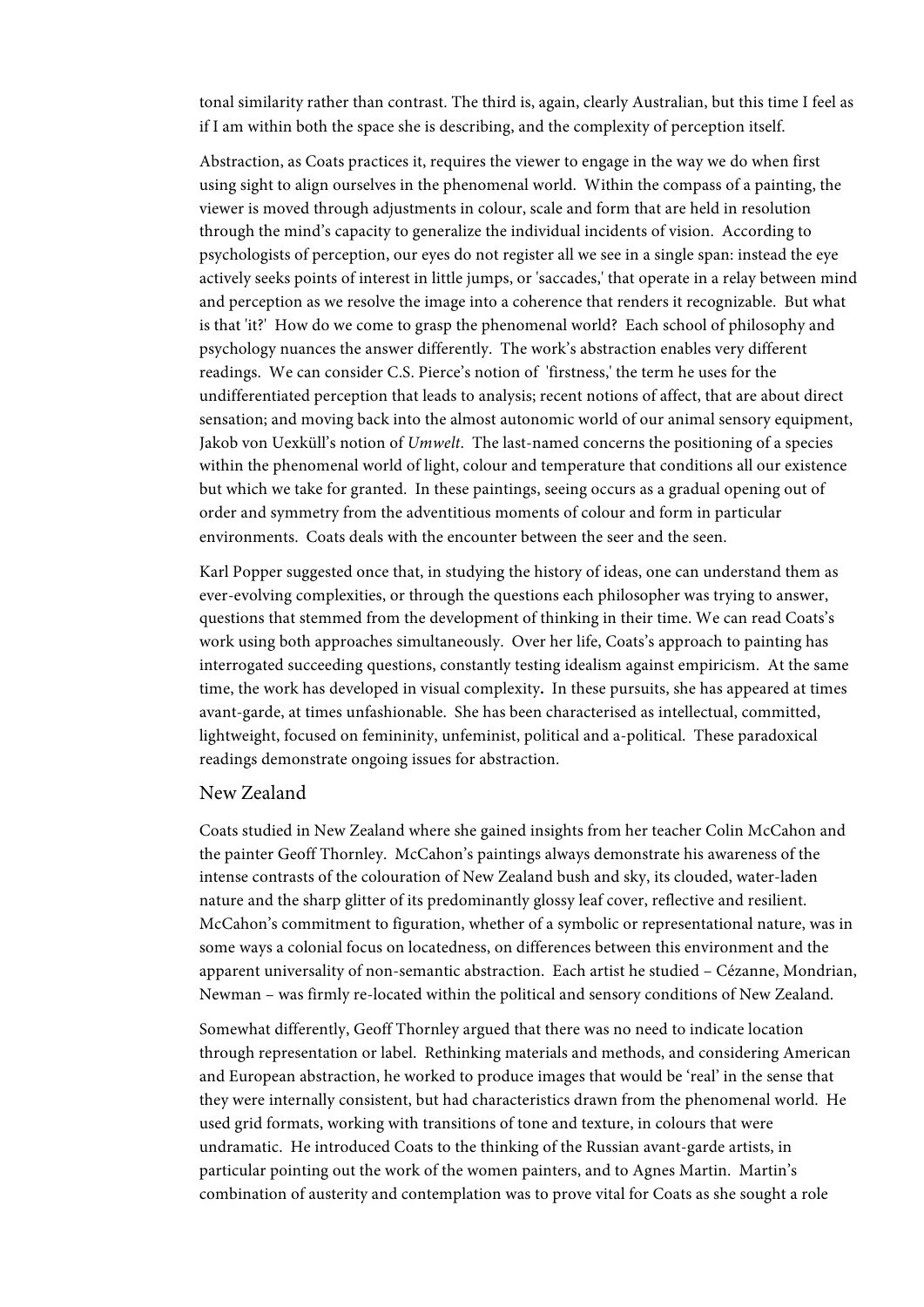tonal similarity rather than contrast. The third is, again, clearly Australian, but this time I feel as if I am within both the space she is describing, and the complexity of perception itself.

Abstraction, as Coats practices it, requires the viewer to engage in the way we do when first using sight to align ourselves in the phenomenal world. Within the compass of a painting, the viewer is moved through adjustments in colour, scale and form that are held in resolution through the mind's capacity to generalize the individual incidents of vision. According to psychologists of perception, our eyes do not register all we see in a single span: instead the eye actively seeks points of interest in little jumps, or 'saccades,' that operate in a relay between mind and perception as we resolve the image into a coherence that renders it recognizable. But what is that 'it?' How do we come to grasp the phenomenal world? Each school of philosophy and psychology nuances the answer differently. The work's abstraction enables very different readings. We can consider C.S. Pierce's notion of 'firstness,' the term he uses for the undifferentiated perception that leads to analysis; recent notions of affect, that are about direct sensation; and moving back into the almost autonomic world of our animal sensory equipment, Jakob von Uexküll's notion of *Umwelt*. The last-named concerns the positioning of a species within the phenomenal world of light, colour and temperature that conditions all our existence but which we take for granted. In these paintings, seeing occurs as a gradual opening out of order and symmetry from the adventitious moments of colour and form in particular environments. Coats deals with the encounter between the seer and the seen.

Karl Popper suggested once that, in studying the history of ideas, one can understand them as ever-evolving complexities, or through the questions each philosopher was trying to answer, questions that stemmed from the development of thinking in their time. We can read Coats's work using both approaches simultaneously. Over her life, Coats's approach to painting has interrogated succeeding questions, constantly testing idealism against empiricism. At the same time, the work has developed in visual complexity. In these pursuits, she has appeared at times avant-garde, at times unfashionable. She has been characterised as intellectual, committed, lightweight, focused on femininity, unfeminist, political and a-political. These paradoxical readings demonstrate ongoing issues for abstraction.

## New Zealand

Coats studied in New Zealand where she gained insights from her teacher Colin McCahon and the painter Geoff Thornley. McCahon's paintings always demonstrate his awareness of the intense contrasts of the colouration of New Zealand bush and sky, its clouded, water-laden nature and the sharp glitter of its predominantly glossy leaf cover, reflective and resilient. McCahon's commitment to figuration, whether of a symbolic or representational nature, was in some ways a colonial focus on locatedness, on differences between this environment and the apparent universality of non-semantic abstraction. Each artist he studied – Cézanne, Mondrian, Newman – was firmly re-located within the political and sensory conditions of New Zealand.

Somewhat differently, Geoff Thornley argued that there was no need to indicate location through representation or label. Rethinking materials and methods, and considering American and European abstraction, he worked to produce images that would be 'real' in the sense that they were internally consistent, but had characteristics drawn from the phenomenal world. He used grid formats, working with transitions of tone and texture, in colours that were undramatic. He introduced Coats to the thinking of the Russian avant-garde artists, in particular pointing out the work of the women painters, and to Agnes Martin. Martin's combination of austerity and contemplation was to prove vital for Coats as she sought a role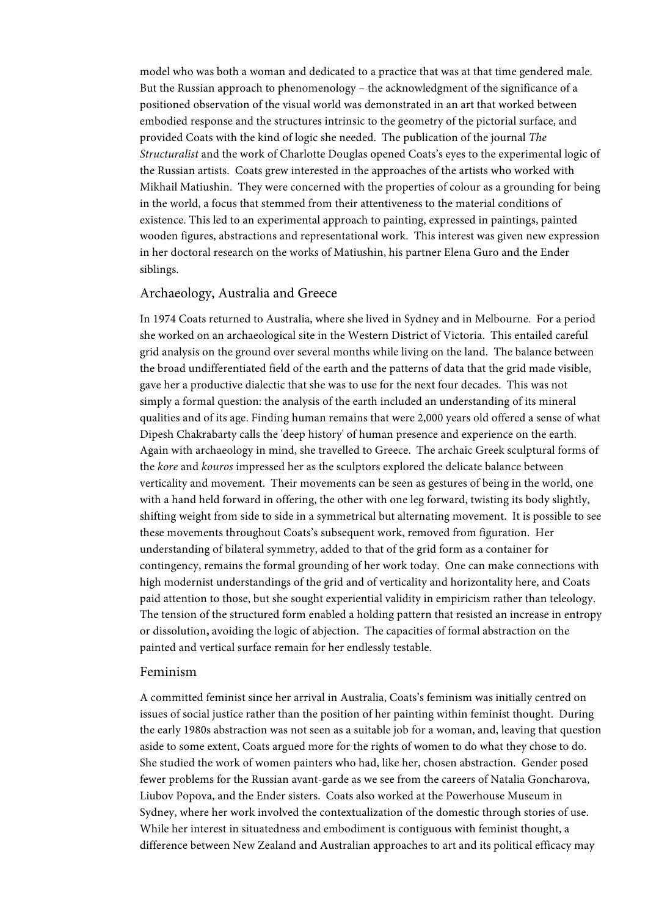model who was both a woman and dedicated to a practice that was at that time gendered male. But the Russian approach to phenomenology – the acknowledgment of the significance of a positioned observation of the visual world was demonstrated in an art that worked between embodied response and the structures intrinsic to the geometry of the pictorial surface, and provided Coats with the kind of logic she needed. The publication of the journal *The Structuralist* and the work of Charlotte Douglas opened Coats's eyes to the experimental logic of the Russian artists. Coats grew interested in the approaches of the artists who worked with Mikhail Matiushin. They were concerned with the properties of colour as a grounding for being in the world, a focus that stemmed from their attentiveness to the material conditions of existence. This led to an experimental approach to painting, expressed in paintings, painted wooden figures, abstractions and representational work. This interest was given new expression in her doctoral research on the works of Matiushin, his partner Elena Guro and the Ender siblings.

## Archaeology, Australia and Greece

In 1974 Coats returned to Australia, where she lived in Sydney and in Melbourne. For a period she worked on an archaeological site in the Western District of Victoria. This entailed careful grid analysis on the ground over several months while living on the land. The balance between the broad undifferentiated field of the earth and the patterns of data that the grid made visible, gave her a productive dialectic that she was to use for the next four decades. This was not simply a formal question: the analysis of the earth included an understanding of its mineral qualities and of its age. Finding human remains that were 2,000 years old offered a sense of what Dipesh Chakrabarty calls the 'deep history' of human presence and experience on the earth. Again with archaeology in mind, she travelled to Greece. The archaic Greek sculptural forms of the *kore* and *kouros* impressed her as the sculptors explored the delicate balance between verticality and movement. Their movements can be seen as gestures of being in the world, one with a hand held forward in offering, the other with one leg forward, twisting its body slightly, shifting weight from side to side in a symmetrical but alternating movement. It is possible to see these movements throughout Coats's subsequent work, removed from figuration. Her understanding of bilateral symmetry, added to that of the grid form as a container for contingency, remains the formal grounding of her work today. One can make connections with high modernist understandings of the grid and of verticality and horizontality here, and Coats paid attention to those, but she sought experiential validity in empiricism rather than teleology. The tension of the structured form enabled a holding pattern that resisted an increase in entropy or dissolution**,** avoiding the logic of abjection. The capacities of formal abstraction on the painted and vertical surface remain for her endlessly testable.

## Feminism

A committed feminist since her arrival in Australia, Coats's feminism was initially centred on issues of social justice rather than the position of her painting within feminist thought. During the early 1980s abstraction was not seen as a suitable job for a woman, and, leaving that question aside to some extent, Coats argued more for the rights of women to do what they chose to do. She studied the work of women painters who had, like her, chosen abstraction. Gender posed fewer problems for the Russian avant-garde as we see from the careers of Natalia Goncharova, Liubov Popova, and the Ender sisters. Coats also worked at the Powerhouse Museum in Sydney, where her work involved the contextualization of the domestic through stories of use. While her interest in situatedness and embodiment is contiguous with feminist thought, a difference between New Zealand and Australian approaches to art and its political efficacy may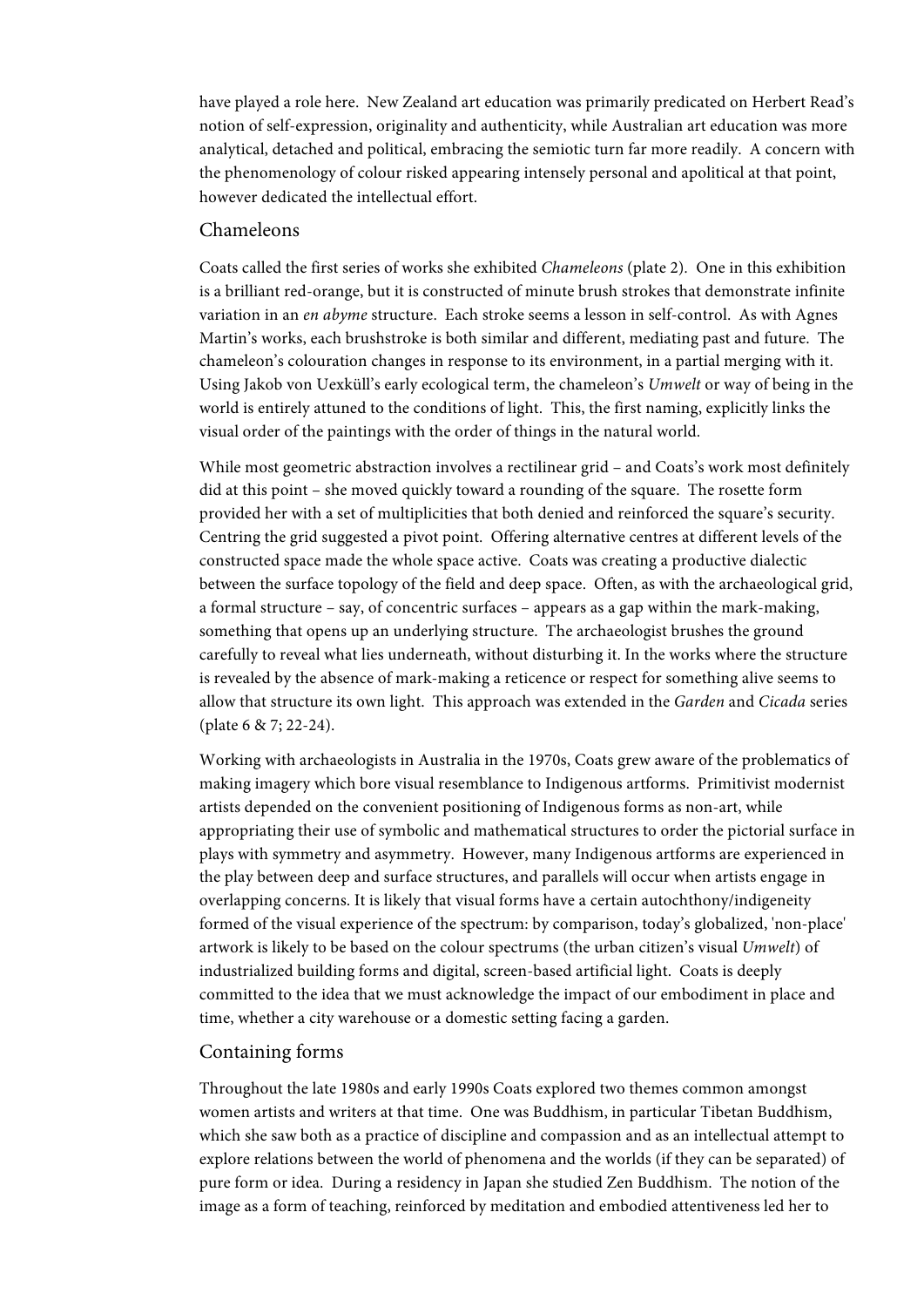have played a role here. New Zealand art education was primarily predicated on Herbert Read's notion of self-expression, originality and authenticity, while Australian art education was more analytical, detached and political, embracing the semiotic turn far more readily. A concern with the phenomenology of colour risked appearing intensely personal and apolitical at that point, however dedicated the intellectual effort.

## Chameleons

Coats called the first series of works she exhibited *Chameleons* (plate 2). One in this exhibition is a brilliant red-orange, but it is constructed of minute brush strokes that demonstrate infinite variation in an *en abyme* structure. Each stroke seems a lesson in self-control. As with Agnes Martin's works, each brushstroke is both similar and different, mediating past and future. The chameleon's colouration changes in response to its environment, in a partial merging with it. Using Jakob von Uexküll's early ecological term, the chameleon's *Umwelt* or way of being in the world is entirely attuned to the conditions of light. This, the first naming, explicitly links the visual order of the paintings with the order of things in the natural world.

While most geometric abstraction involves a rectilinear grid – and Coats's work most definitely did at this point – she moved quickly toward a rounding of the square. The rosette form provided her with a set of multiplicities that both denied and reinforced the square's security. Centring the grid suggested a pivot point. Offering alternative centres at different levels of the constructed space made the whole space active. Coats was creating a productive dialectic between the surface topology of the field and deep space. Often, as with the archaeological grid, a formal structure – say, of concentric surfaces – appears as a gap within the mark-making, something that opens up an underlying structure. The archaeologist brushes the ground carefully to reveal what lies underneath, without disturbing it. In the works where the structure is revealed by the absence of mark-making a reticence or respect for something alive seems to allow that structure its own light. This approach was extended in the *Garden* and *Cicada* series (plate 6 & 7; 22-24).

Working with archaeologists in Australia in the 1970s, Coats grew aware of the problematics of making imagery which bore visual resemblance to Indigenous artforms. Primitivist modernist artists depended on the convenient positioning of Indigenous forms as non-art, while appropriating their use of symbolic and mathematical structures to order the pictorial surface in plays with symmetry and asymmetry. However, many Indigenous artforms are experienced in the play between deep and surface structures, and parallels will occur when artists engage in overlapping concerns. It is likely that visual forms have a certain autochthony/indigeneity formed of the visual experience of the spectrum: by comparison, today's globalized, 'non-place' artwork is likely to be based on the colour spectrums (the urban citizen's visual *Umwelt*) of industrialized building forms and digital, screen-based artificial light. Coats is deeply committed to the idea that we must acknowledge the impact of our embodiment in place and time, whether a city warehouse or a domestic setting facing a garden.

## Containing forms

Throughout the late 1980s and early 1990s Coats explored two themes common amongst women artists and writers at that time. One was Buddhism, in particular Tibetan Buddhism, which she saw both as a practice of discipline and compassion and as an intellectual attempt to explore relations between the world of phenomena and the worlds (if they can be separated) of pure form or idea. During a residency in Japan she studied Zen Buddhism. The notion of the image as a form of teaching, reinforced by meditation and embodied attentiveness led her to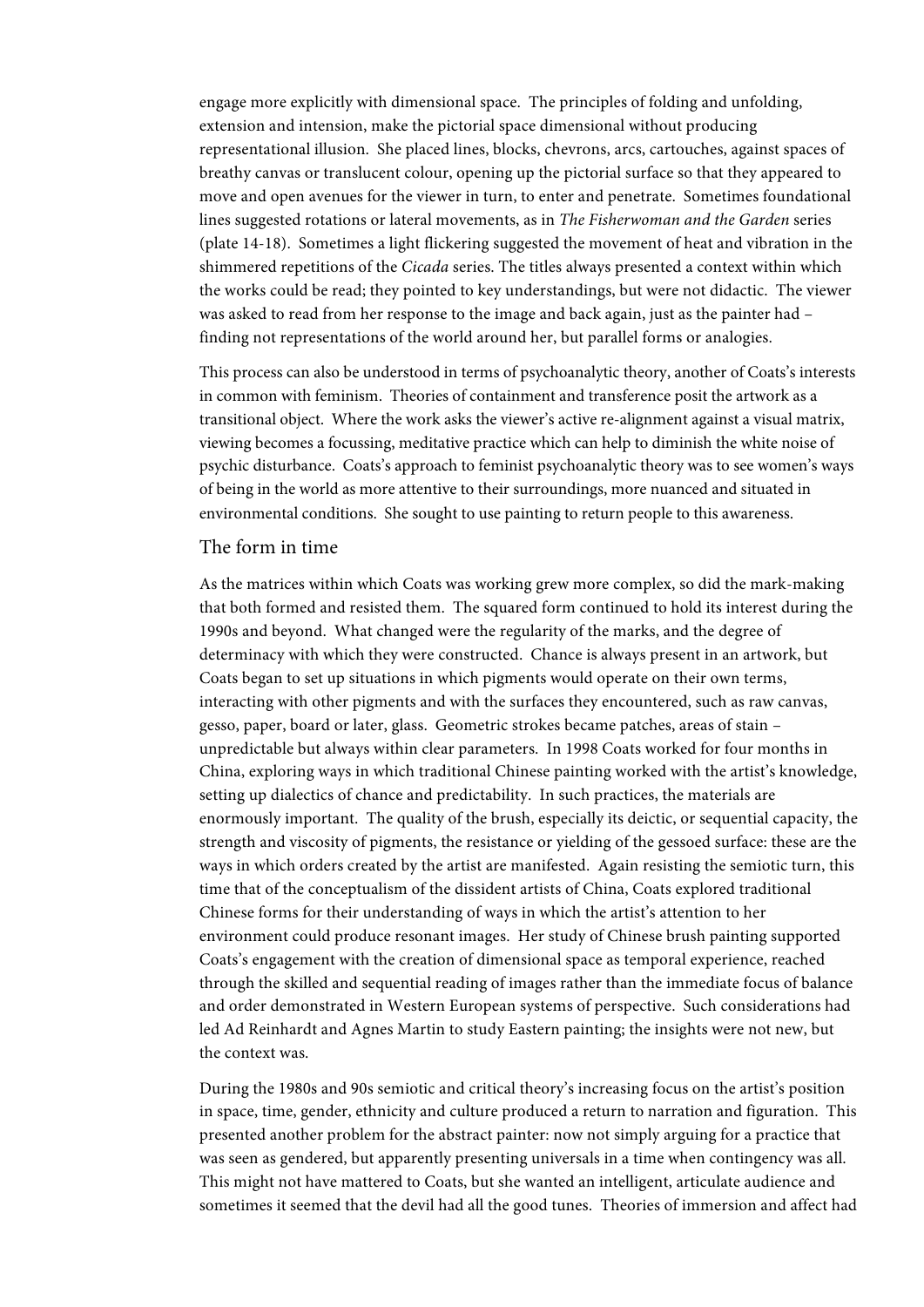engage more explicitly with dimensional space. The principles of folding and unfolding, extension and intension, make the pictorial space dimensional without producing representational illusion. She placed lines, blocks, chevrons, arcs, cartouches, against spaces of breathy canvas or translucent colour, opening up the pictorial surface so that they appeared to move and open avenues for the viewer in turn, to enter and penetrate. Sometimes foundational lines suggested rotations or lateral movements, as in *The Fisherwoman and the Garden* series (plate 14-18). Sometimes a light flickering suggested the movement of heat and vibration in the shimmered repetitions of the *Cicada* series. The titles always presented a context within which the works could be read; they pointed to key understandings, but were not didactic. The viewer was asked to read from her response to the image and back again, just as the painter had – finding not representations of the world around her, but parallel forms or analogies.

This process can also be understood in terms of psychoanalytic theory, another of Coats's interests in common with feminism. Theories of containment and transference posit the artwork as a transitional object. Where the work asks the viewer's active re-alignment against a visual matrix, viewing becomes a focussing, meditative practice which can help to diminish the white noise of psychic disturbance. Coats's approach to feminist psychoanalytic theory was to see women's ways of being in the world as more attentive to their surroundings, more nuanced and situated in environmental conditions. She sought to use painting to return people to this awareness.

## The form in time

As the matrices within which Coats was working grew more complex, so did the mark-making that both formed and resisted them. The squared form continued to hold its interest during the 1990s and beyond. What changed were the regularity of the marks, and the degree of determinacy with which they were constructed. Chance is always present in an artwork, but Coats began to set up situations in which pigments would operate on their own terms, interacting with other pigments and with the surfaces they encountered, such as raw canvas, gesso, paper, board or later, glass. Geometric strokes became patches, areas of stain – unpredictable but always within clear parameters. In 1998 Coats worked for four months in China, exploring ways in which traditional Chinese painting worked with the artist's knowledge, setting up dialectics of chance and predictability. In such practices, the materials are enormously important. The quality of the brush, especially its deictic, or sequential capacity, the strength and viscosity of pigments, the resistance or yielding of the gessoed surface: these are the ways in which orders created by the artist are manifested. Again resisting the semiotic turn, this time that of the conceptualism of the dissident artists of China, Coats explored traditional Chinese forms for their understanding of ways in which the artist's attention to her environment could produce resonant images. Her study of Chinese brush painting supported Coats's engagement with the creation of dimensional space as temporal experience, reached through the skilled and sequential reading of images rather than the immediate focus of balance and order demonstrated in Western European systems of perspective. Such considerations had led Ad Reinhardt and Agnes Martin to study Eastern painting; the insights were not new, but the context was.

During the 1980s and 90s semiotic and critical theory's increasing focus on the artist's position in space, time, gender, ethnicity and culture produced a return to narration and figuration. This presented another problem for the abstract painter: now not simply arguing for a practice that was seen as gendered, but apparently presenting universals in a time when contingency was all. This might not have mattered to Coats, but she wanted an intelligent, articulate audience and sometimes it seemed that the devil had all the good tunes. Theories of immersion and affect had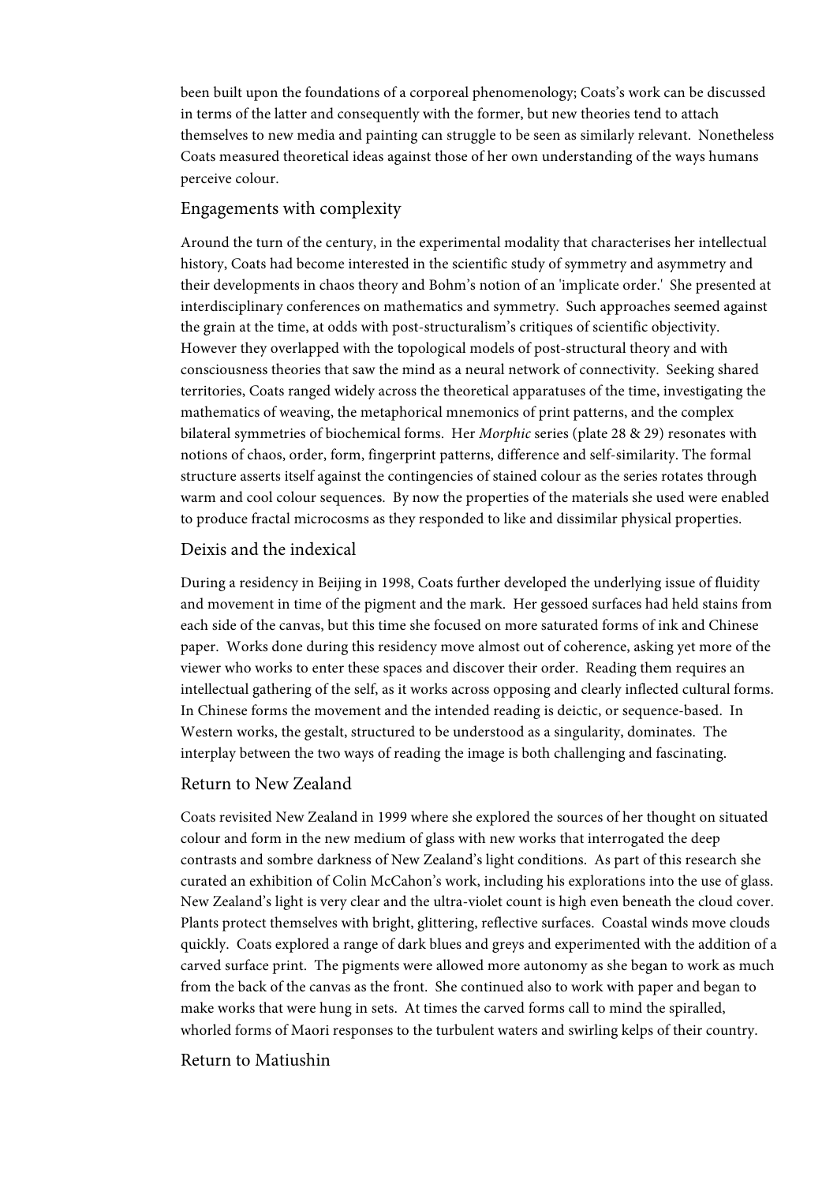been built upon the foundations of a corporeal phenomenology; Coats's work can be discussed in terms of the latter and consequently with the former, but new theories tend to attach themselves to new media and painting can struggle to be seen as similarly relevant. Nonetheless Coats measured theoretical ideas against those of her own understanding of the ways humans perceive colour.

## Engagements with complexity

Around the turn of the century, in the experimental modality that characterises her intellectual history, Coats had become interested in the scientific study of symmetry and asymmetry and their developments in chaos theory and Bohm's notion of an 'implicate order.' She presented at interdisciplinary conferences on mathematics and symmetry. Such approaches seemed against the grain at the time, at odds with post-structuralism's critiques of scientific objectivity. However they overlapped with the topological models of post-structural theory and with consciousness theories that saw the mind as a neural network of connectivity. Seeking shared territories, Coats ranged widely across the theoretical apparatuses of the time, investigating the mathematics of weaving, the metaphorical mnemonics of print patterns, and the complex bilateral symmetries of biochemical forms. Her *Morphic* series (plate 28 & 29) resonates with notions of chaos, order, form, fingerprint patterns, difference and self-similarity. The formal structure asserts itself against the contingencies of stained colour as the series rotates through warm and cool colour sequences. By now the properties of the materials she used were enabled to produce fractal microcosms as they responded to like and dissimilar physical properties.

## Deixis and the indexical

During a residency in Beijing in 1998, Coats further developed the underlying issue of fluidity and movement in time of the pigment and the mark. Her gessoed surfaces had held stains from each side of the canvas, but this time she focused on more saturated forms of ink and Chinese paper. Works done during this residency move almost out of coherence, asking yet more of the viewer who works to enter these spaces and discover their order. Reading them requires an intellectual gathering of the self, as it works across opposing and clearly inflected cultural forms. In Chinese forms the movement and the intended reading is deictic, or sequence-based. In Western works, the gestalt, structured to be understood as a singularity, dominates. The interplay between the two ways of reading the image is both challenging and fascinating.

## Return to New Zealand

Coats revisited New Zealand in 1999 where she explored the sources of her thought on situated colour and form in the new medium of glass with new works that interrogated the deep contrasts and sombre darkness of New Zealand's light conditions. As part of this research she curated an exhibition of Colin McCahon's work, including his explorations into the use of glass. New Zealand's light is very clear and the ultra-violet count is high even beneath the cloud cover. Plants protect themselves with bright, glittering, reflective surfaces. Coastal winds move clouds quickly. Coats explored a range of dark blues and greys and experimented with the addition of a carved surface print. The pigments were allowed more autonomy as she began to work as much from the back of the canvas as the front. She continued also to work with paper and began to make works that were hung in sets. At times the carved forms call to mind the spiralled, whorled forms of Maori responses to the turbulent waters and swirling kelps of their country.

## Return to Matiushin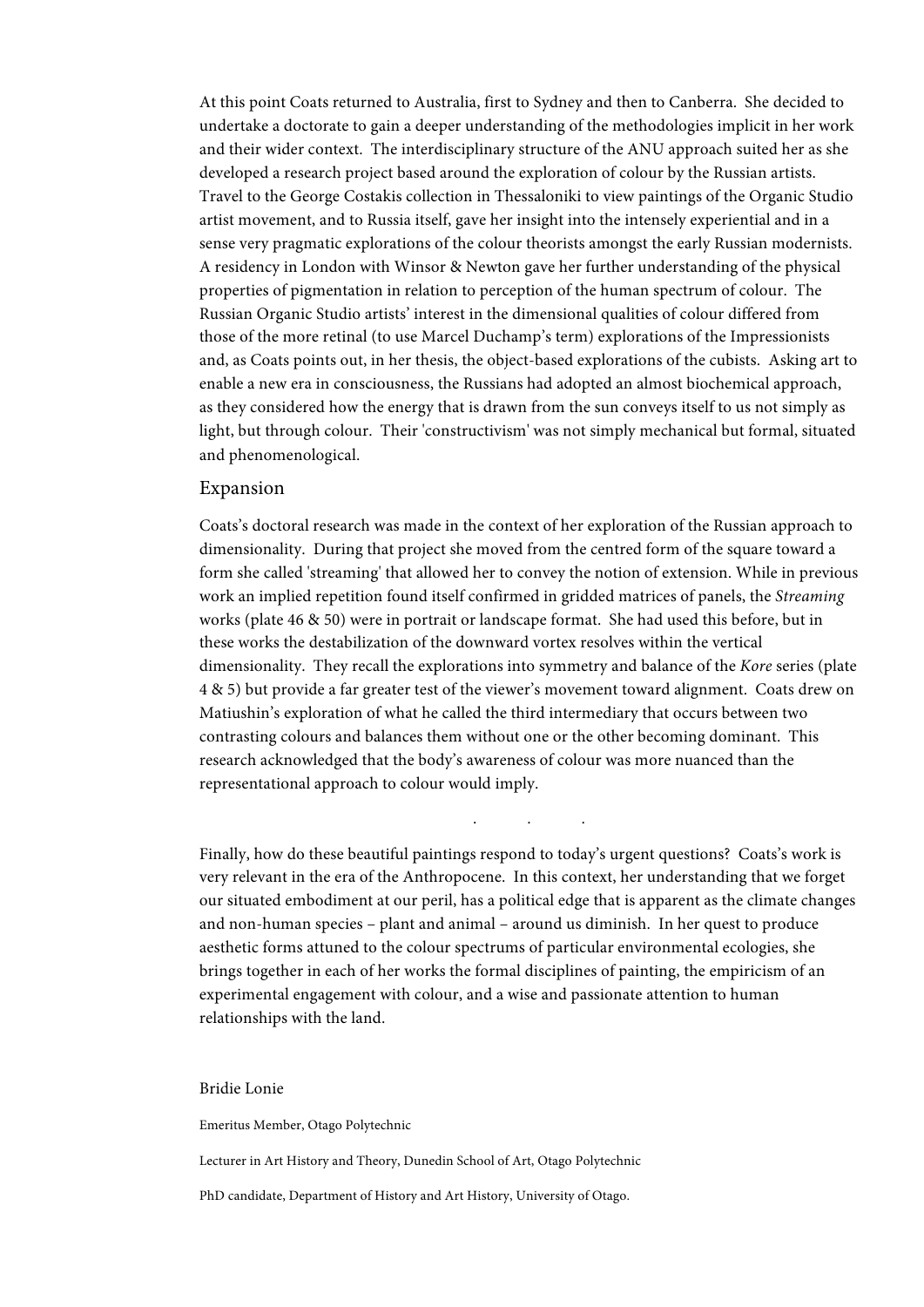At this point Coats returned to Australia, first to Sydney and then to Canberra. She decided to undertake a doctorate to gain a deeper understanding of the methodologies implicit in her work and their wider context. The interdisciplinary structure of the ANU approach suited her as she developed a research project based around the exploration of colour by the Russian artists. Travel to the George Costakis collection in Thessaloniki to view paintings of the Organic Studio artist movement, and to Russia itself, gave her insight into the intensely experiential and in a sense very pragmatic explorations of the colour theorists amongst the early Russian modernists. A residency in London with Winsor & Newton gave her further understanding of the physical properties of pigmentation in relation to perception of the human spectrum of colour. The Russian Organic Studio artists' interest in the dimensional qualities of colour differed from those of the more retinal (to use Marcel Duchamp's term) explorations of the Impressionists and, as Coats points out, in her thesis, the object-based explorations of the cubists. Asking art to enable a new era in consciousness, the Russians had adopted an almost biochemical approach, as they considered how the energy that is drawn from the sun conveys itself to us not simply as light, but through colour. Their 'constructivism' was not simply mechanical but formal, situated and phenomenological.

## Expansion

Coats's doctoral research was made in the context of her exploration of the Russian approach to dimensionality. During that project she moved from the centred form of the square toward a form she called 'streaming' that allowed her to convey the notion of extension. While in previous work an implied repetition found itself confirmed in gridded matrices of panels, the *Streaming* works (plate 46 & 50) were in portrait or landscape format. She had used this before, but in these works the destabilization of the downward vortex resolves within the vertical dimensionality. They recall the explorations into symmetry and balance of the *Kore* series (plate 4 & 5) but provide a far greater test of the viewer's movement toward alignment. Coats drew on Matiushin's exploration of what he called the third intermediary that occurs between two contrasting colours and balances them without one or the other becoming dominant. This research acknowledged that the body's awareness of colour was more nuanced than the representational approach to colour would imply.

. . .

Finally, how do these beautiful paintings respond to today's urgent questions? Coats's work is very relevant in the era of the Anthropocene. In this context, her understanding that we forget our situated embodiment at our peril, has a political edge that is apparent as the climate changes and non-human species – plant and animal – around us diminish. In her quest to produce aesthetic forms attuned to the colour spectrums of particular environmental ecologies, she brings together in each of her works the formal disciplines of painting, the empiricism of an experimental engagement with colour, and a wise and passionate attention to human relationships with the land.

Bridie Lonie

Emeritus Member, Otago Polytechnic

Lecturer in Art History and Theory, Dunedin School of Art, Otago Polytechnic

PhD candidate, Department of History and Art History, University of Otago.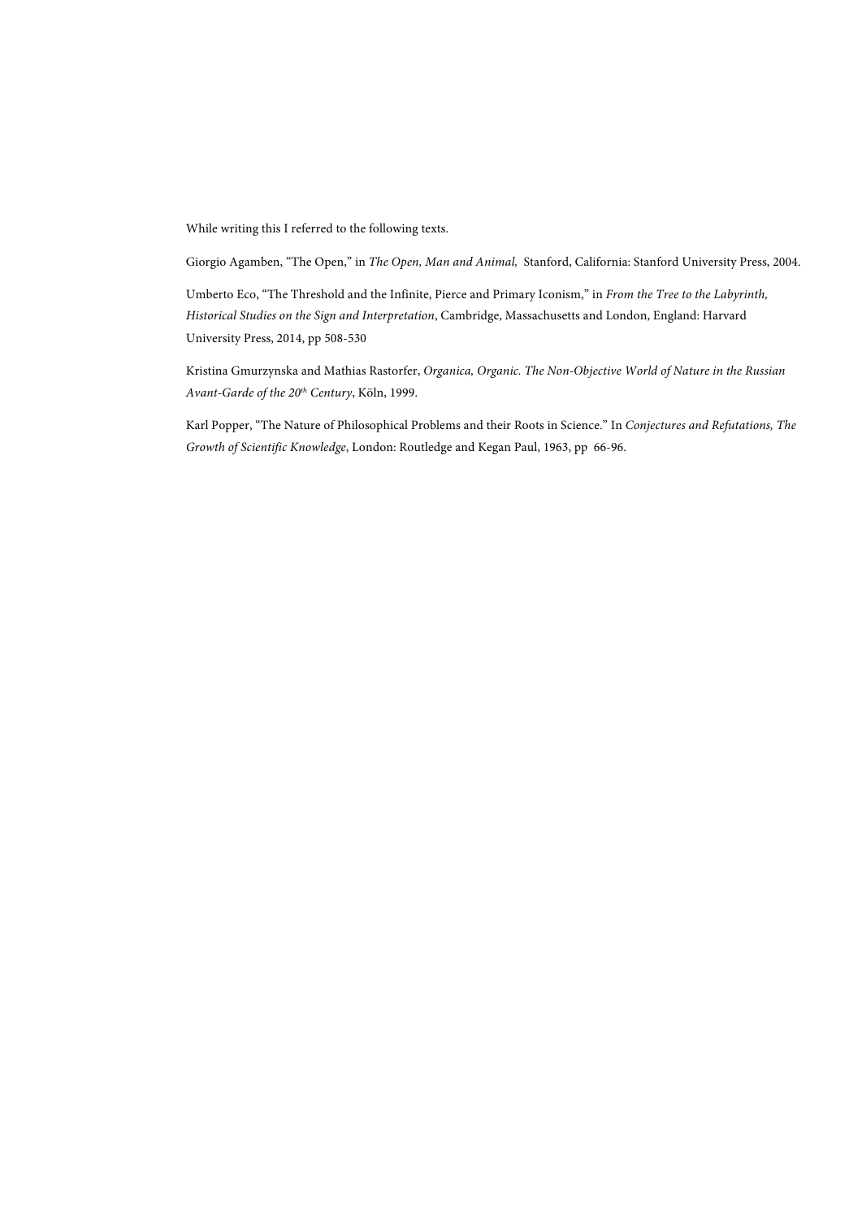While writing this I referred to the following texts.

Giorgio Agamben, "The Open," in *The Open, Man and Animal,* Stanford, California: Stanford University Press, 2004.

Umberto Eco, "The Threshold and the Infinite, Pierce and Primary Iconism," in *From the Tree to the Labyrinth, Historical Studies on the Sign and Interpretation*, Cambridge, Massachusetts and London, England: Harvard University Press, 2014, pp 508-530

Kristina Gmurzynska and Mathias Rastorfer, *Organica, Organic. The Non-Objective World of Nature in the Russian Avant-Garde of the 20th Century*, Köln, 1999.

Karl Popper, "The Nature of Philosophical Problems and their Roots in Science." In *Conjectures and Refutations, The Growth of Scientific Knowledge*, London: Routledge and Kegan Paul, 1963, pp 66-96.